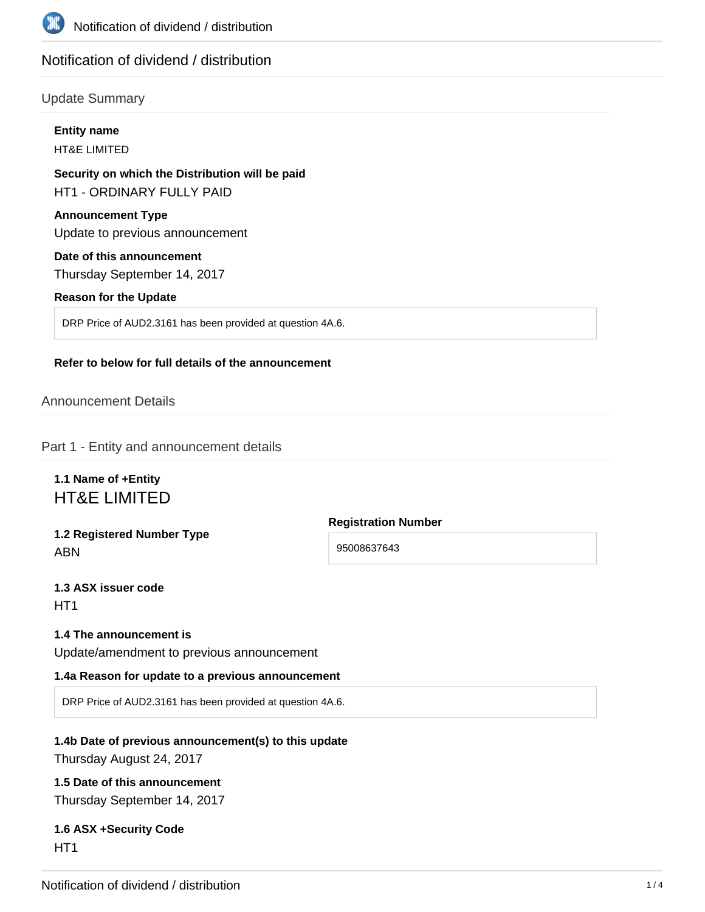# Notification of dividend / distribution

## Update Summary

**Entity name**

HT&E LIMITED

**Security on which the Distribution will be paid**

HT1 - ORDINARY FULLY PAID

**Announcement Type**

Update to previous announcement

**Date of this announcement**

Thursday September 14, 2017

**Reason for the Update**

DRP Price of AUD2.3161 has been provided at question 4A.6.

**Refer to below for full details of the announcement**

## Announcement Details

## Part 1 - Entity and announcement details

**1.1 Name of +Entity**

HT&E LIMITED

**1.2 Registered Number Type**

ABN

**Registration Number**

95008637643

**1.3 ASX issuer code**

HT1

**1.4 The announcement is**

Update/amendment to previous announcement

**1.4a Reason for update to a previous announcement**

DRP Price of AUD2.3161 has been provided at question 4A.6.

**1.4b Date of previous announcement(s) to this update**

Thursday August 24, 2017

**1.5 Date of this announcement**

Thursday September 14, 2017

**1.6 ASX +Security Code**

HT1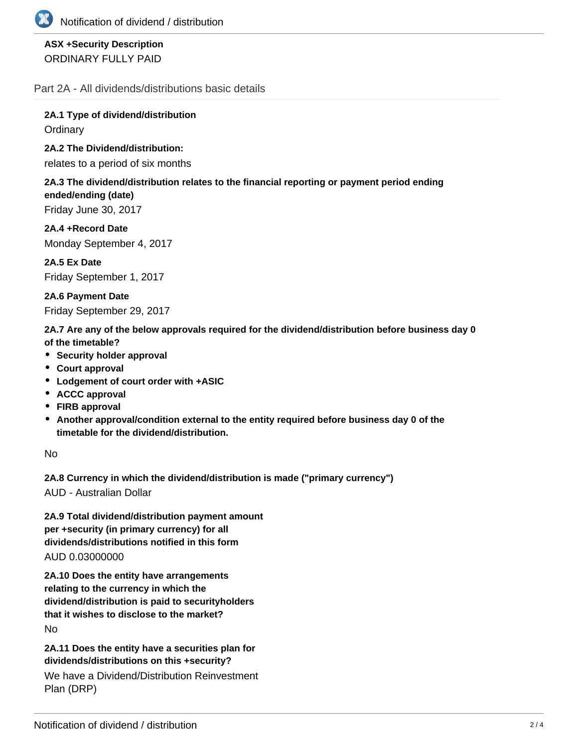**ASX +Security Description**

ORDINARY FULLY PAID

## Part 2A - All dividends/distributions basic details

**2A.1 Type of dividend/distribution**

Ordinary

**2A.2 The Dividend/distribution:**

relates to a period of six months

**2A.3 The dividend/distribution relates to the financial reporting or payment period ending ended/ending (date)**

Friday June 30, 2017

**2A.4 +Record Date**

Monday September 4, 2017

**2A.5 Ex Date**

Friday September 1, 2017

**2A.6 Payment Date**

Friday September 29, 2017

**2A.7 Are any of the below approvals required for the dividend/distribution before business day 0 of the timetable?**

- **Security holder approval**
- **Court approval**
- **Lodgement of court order with +ASIC**
- **ACCC approval**
- **FIRB approval**
- **Another approval/condition external to the entity required before business day 0 of the timetable for the dividend/distribution.**

No

**2A.8 Currency in which the dividend/distribution is made ("primary currency")**

AUD - Australian Dollar

**2A.9 Total dividend/distribution payment amount per +security (in primary currency) for all dividends/distributions notified in this form**

AUD 0.03000000

**2A.10 Does the entity have arrangements relating to the currency in which the dividend/distribution is paid to securityholders that it wishes to disclose to the market?**

No

**2A.11 Does the entity have a securities plan for dividends/distributions on this +security?**

We have a Dividend/Distribution Reinvestment Plan (DRP)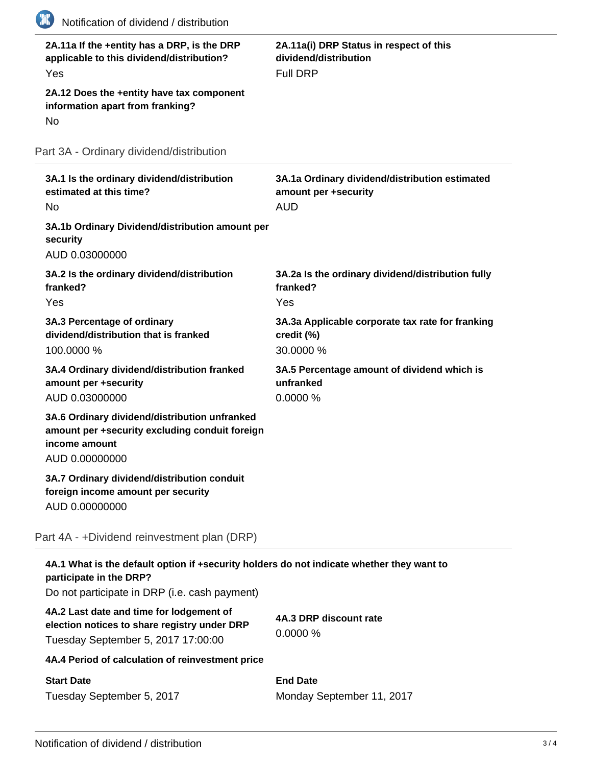**2A.11a If the +entity has a DRP, is the DRP applicable to this dividend/distribution?**
Yes

**2A.11a(i) DRP Status in respect of this dividend/distribution**
Full DRP

**2A.12 Does the +entity have tax component information apart from franking?**
No

## Part 3A - Ordinary dividend/distribution

**3A.1 Is the ordinary dividend/distribution estimated at this time?**
No

**3A.1a Ordinary dividend/distribution estimated amount per +security**
AUD

**3A.1b Ordinary Dividend/distribution amount per security**
AUD 0.03000000

**3A.2 Is the ordinary dividend/distribution franked?**
Yes

**3A.2a Is the ordinary dividend/distribution fully franked?**
Yes

**3A.3 Percentage of ordinary dividend/distribution that is franked**
100.0000 %

**3A.3a Applicable corporate tax rate for franking credit (%)**
30.0000 %

**3A.4 Ordinary dividend/distribution franked amount per +security**
AUD 0.03000000

**3A.5 Percentage amount of dividend which is unfranked**
0.0000 %

**3A.6 Ordinary dividend/distribution unfranked amount per +security excluding conduit foreign income amount**
AUD 0.00000000

**3A.7 Ordinary dividend/distribution conduit foreign income amount per security**
AUD 0.00000000

## Part 4A - +Dividend reinvestment plan (DRP)

**4A.1 What is the default option if +security holders do not indicate whether they want to participate in the DRP?**
Do not participate in DRP (i.e. cash payment)

**4A.2 Last date and time for lodgement of election notices to share registry under DRP**
Tuesday September 5, 2017 17:00:00

**4A.3 DRP discount rate**
0.0000 %

**4A.4 Period of calculation of reinvestment price**

**Start Date**
Tuesday September 5, 2017

**End Date**
Monday September 11, 2017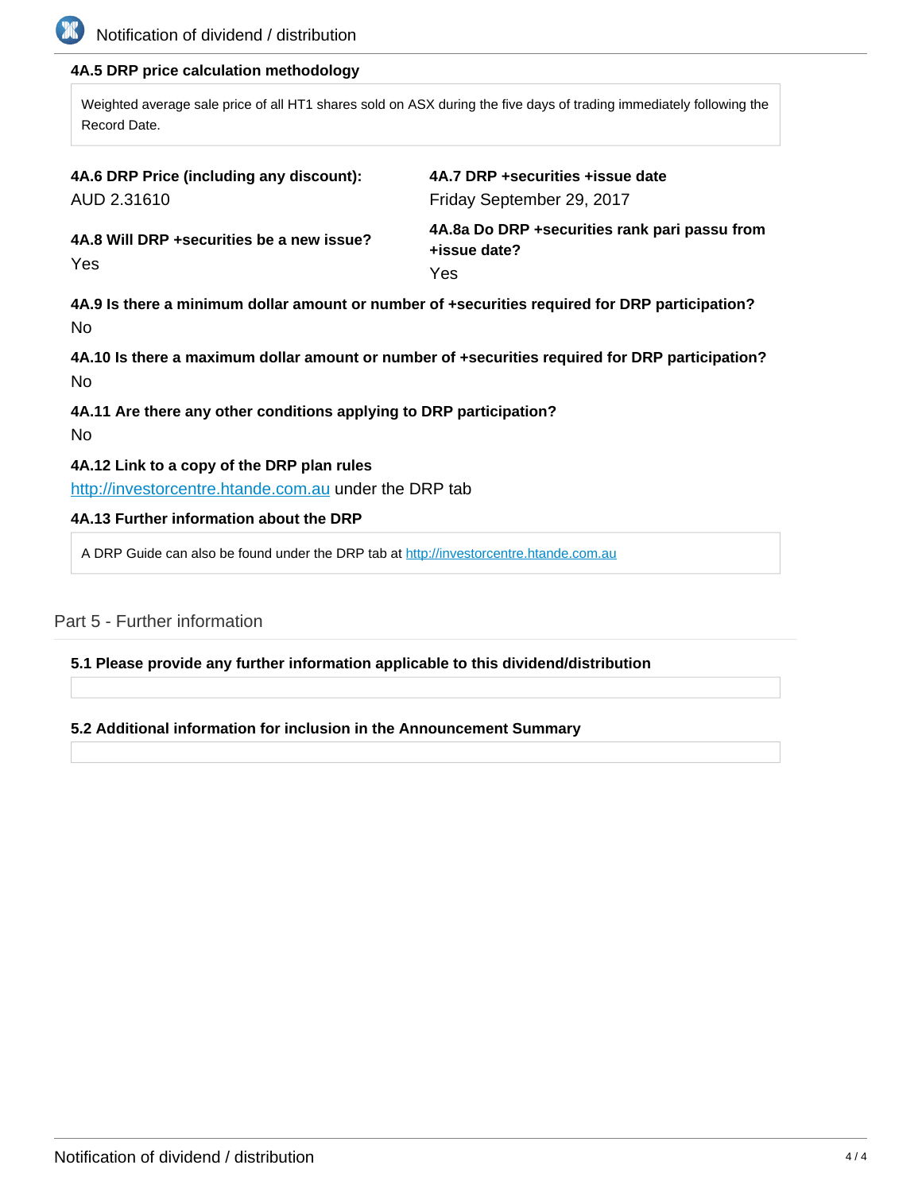#### 4A.5 DRP price calculation methodology

Weighted average sale price of all HT1 shares sold on ASX during the five days of trading immediately following the Record Date.

**4A.6 DRP Price (including any discount):**
AUD 2.31610

**4A.7 DRP +securities +issue date**
Friday September 29, 2017

**4A.8 Will DRP +securities be a new issue?**
Yes

**4A.8a Do DRP +securities rank pari passu from +issue date?**
Yes

**4A.9 Is there a minimum dollar amount or number of +securities required for DRP participation?**
No

**4A.10 Is there a maximum dollar amount or number of +securities required for DRP participation?**
No

**4A.11 Are there any other conditions applying to DRP participation?**
No

**4A.12 Link to a copy of the DRP plan rules**
http://investorcentre.htande.com.au under the DRP tab

**4A.13 Further information about the DRP**

A DRP Guide can also be found under the DRP tab at http://investorcentre.htande.com.au

## Part 5 - Further information

**5.1 Please provide any further information applicable to this dividend/distribution**

**5.2 Additional information for inclusion in the Announcement Summary**